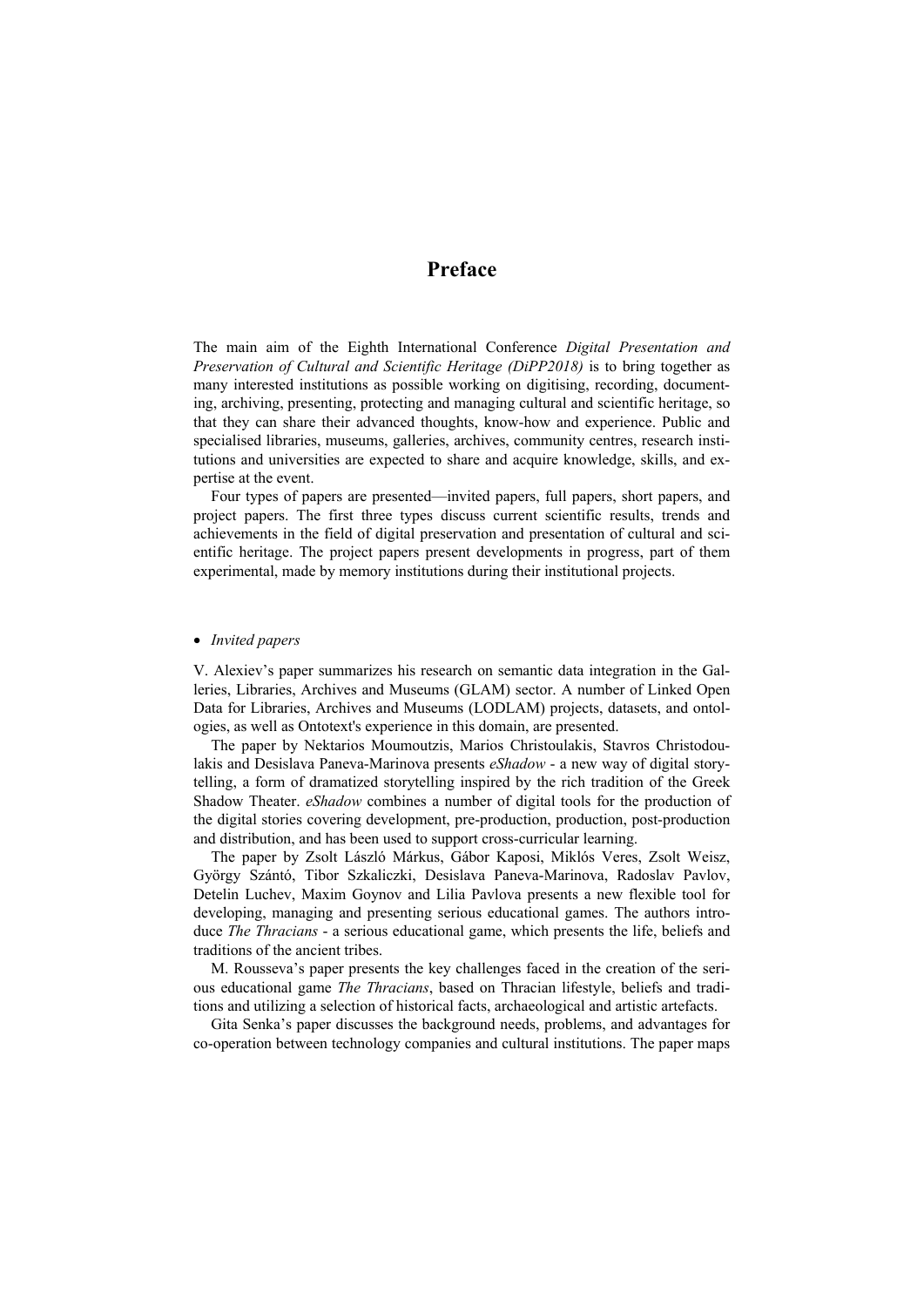# Preface

The main aim of the Eighth International Conference *Digital Presentation and Preservation of Cultural and Scientific Heritage (DiPP2018)* is to bring together as many interested institutions as possible working on digitising, recording, documenting, archiving, presenting, protecting and managing cultural and scientific heritage, so that they can share their advanced thoughts, know-how and experience. Public and specialised libraries, museums, galleries, archives, community centres, research institutions and universities are expected to share and acquire knowledge, skills, and expertise at the event.

Four types of papers are presented—invited papers, full papers, short papers, and project papers. The first three types discuss current scientific results, trends and achievements in the field of digital preservation and presentation of cultural and scientific heritage. The project papers present developments in progress, part of them experimental, made by memory institutions during their institutional projects.

- *Invited papers*

V. Alexiev's paper summarizes his research on semantic data integration in the Galleries, Libraries, Archives and Museums (GLAM) sector. A number of Linked Open Data for Libraries, Archives and Museums (LODLAM) projects, datasets, and ontologies, as well as Ontotext's experience in this domain, are presented.

The paper by Nektarios Moumoutzis, Marios Christoulakis, Stavros Christodoulakis and Desislava Paneva-Marinova presents *eShadow* - a new way of digital storytelling, a form of dramatized storytelling inspired by the rich tradition of the Greek Shadow Theater. *eShadow* combines a number of digital tools for the production of the digital stories covering development, pre-production, production, post-production and distribution, and has been used to support cross-curricular learning.

The paper by Zsolt László Márkus, Gábor Kaposi, Miklós Veres, Zsolt Weisz, György Szántó, Tibor Szkaliczki, Desislava Paneva-Marinova, Radoslav Pavlov, Detelin Luchev, Maxim Goynov and Lilia Pavlova presents a new flexible tool for developing, managing and presenting serious educational games. The authors introduce *The Thracians* - a serious educational game, which presents the life, beliefs and traditions of the ancient tribes.

M. Rousseva's paper presents the key challenges faced in the creation of the serious educational game *The Thracians*, based on Thracian lifestyle, beliefs and traditions and utilizing a selection of historical facts, archaeological and artistic artefacts.

Gita Senka's paper discusses the background needs, problems, and advantages for co-operation between technology companies and cultural institutions. The paper maps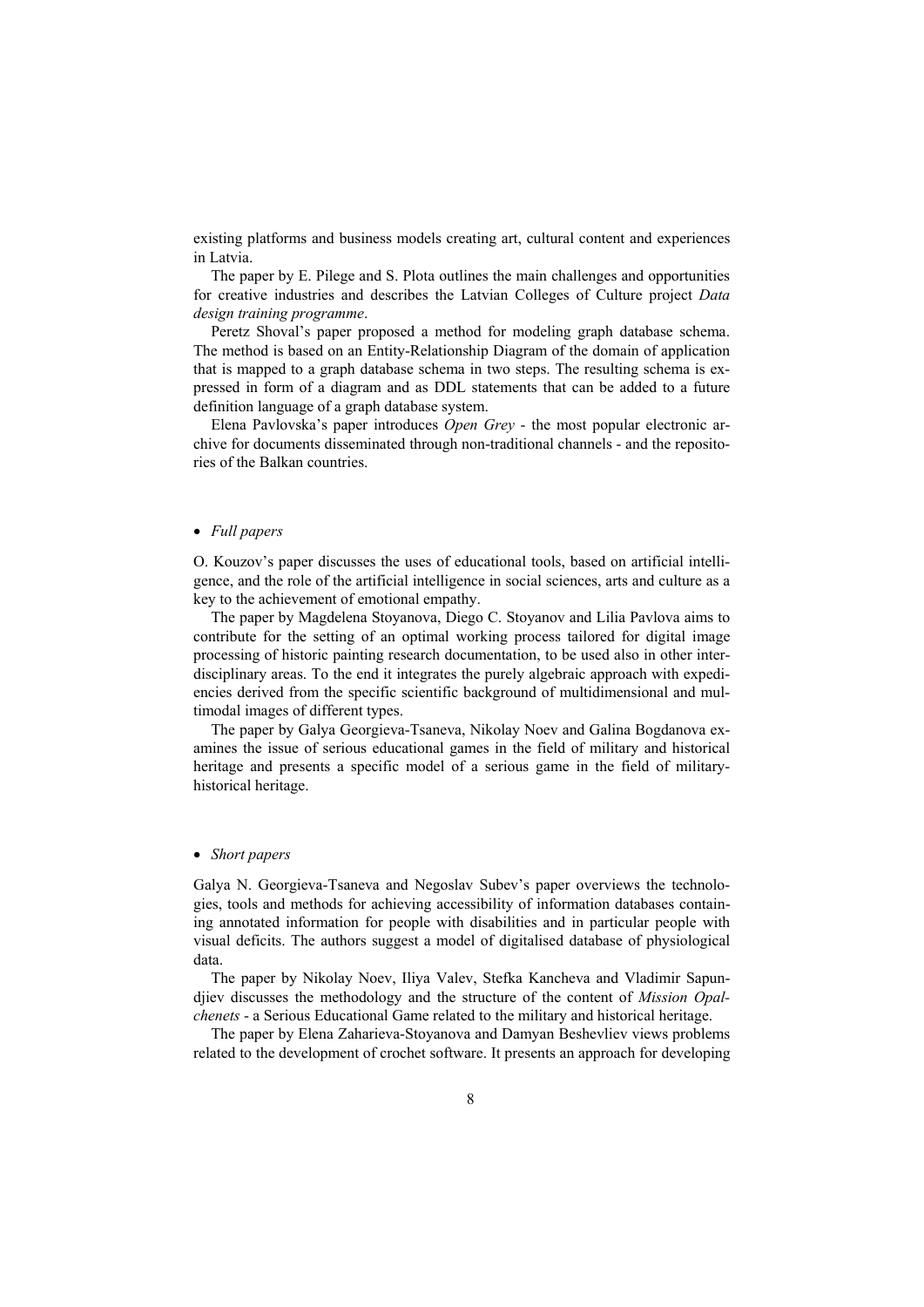existing platforms and business models creating art, cultural content and experiences in Latvia.

The paper by E. Pilege and S. Plota outlines the main challenges and opportunities for creative industries and describes the Latvian Colleges of Culture project *Data design training programme*.

Peretz Shoval's paper proposed a method for modeling graph database schema. The method is based on an Entity-Relationship Diagram of the domain of application that is mapped to a graph database schema in two steps. The resulting schema is expressed in form of a diagram and as DDL statements that can be added to a future definition language of a graph database system.

Elena Pavlovska's paper introduces *Open Grey* - the most popular electronic archive for documents disseminated through non-traditional channels - and the repositories of the Balkan countries.

- *Full papers*

O. Kouzov's paper discusses the uses of educational tools, based on artificial intelligence, and the role of the artificial intelligence in social sciences, arts and culture as a key to the achievement of emotional empathy.

The paper by Magdelena Stoyanova, Diego C. Stoyanov and Lilia Pavlova aims to contribute for the setting of an optimal working process tailored for digital image processing of historic painting research documentation, to be used also in other interdisciplinary areas. To the end it integrates the purely algebraic approach with expediencies derived from the specific scientific background of multidimensional and multimodal images of different types.

The paper by Galya Georgieva-Tsaneva, Nikolay Noev and Galina Bogdanova examines the issue of serious educational games in the field of military and historical heritage and presents a specific model of a serious game in the field of military-historical heritage.

- *Short papers*

Galya N. Georgieva-Tsaneva and Negoslav Subev's paper overviews the technologies, tools and methods for achieving accessibility of information databases containing annotated information for people with disabilities and in particular people with visual deficits. The authors suggest a model of digitalised database of physiological data.

The paper by Nikolay Noev, Iliya Valev, Stefka Kancheva and Vladimir Sapundjiev discusses the methodology and the structure of the content of *Mission Opalchenets* - a Serious Educational Game related to the military and historical heritage.

The paper by Elena Zaharieva-Stoyanova and Damyan Beshevliev views problems related to the development of crochet software. It presents an approach for developing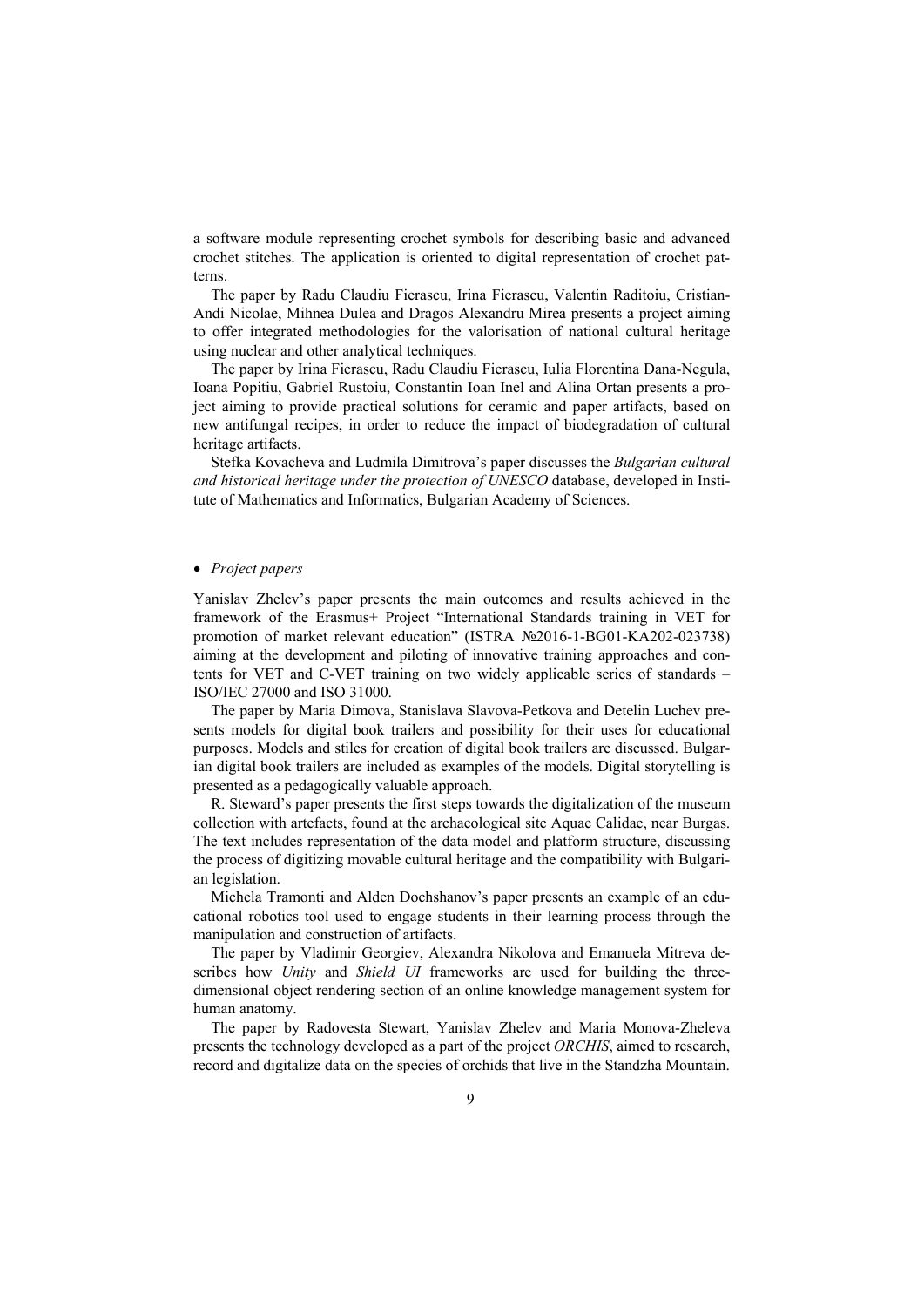a software module representing crochet symbols for describing basic and advanced crochet stitches. The application is oriented to digital representation of crochet patterns.

The paper by Radu Claudiu Fierascu, Irina Fierascu, Valentin Raditoiu, Cristian-Andi Nicolae, Mihnea Dulea and Dragos Alexandru Mirea presents a project aiming to offer integrated methodologies for the valorisation of national cultural heritage using nuclear and other analytical techniques.

The paper by Irina Fierascu, Radu Claudiu Fierascu, Iulia Florentina Dana-Negula, Ioana Popitiu, Gabriel Rustoiu, Constantin Ioan Inel and Alina Ortan presents a project aiming to provide practical solutions for ceramic and paper artifacts, based on new antifungal recipes, in order to reduce the impact of biodegradation of cultural heritage artifacts.

Stefka Kovacheva and Ludmila Dimitrova's paper discusses the *Bulgarian cultural and historical heritage under the protection of UNESCO* database, developed in Institute of Mathematics and Informatics, Bulgarian Academy of Sciences.

- *Project papers*

Yanislav Zhelev's paper presents the main outcomes and results achieved in the framework of the Erasmus+ Project "International Standards training in VET for promotion of market relevant education" (ISTRA №2016-1-BG01-KA202-023738) aiming at the development and piloting of innovative training approaches and contents for VET and C-VET training on two widely applicable series of standards – ISO/IEC 27000 and ISO 31000.

The paper by Maria Dimova, Stanislava Slavova-Petkova and Detelin Luchev presents models for digital book trailers and possibility for their uses for educational purposes. Models and stiles for creation of digital book trailers are discussed. Bulgarian digital book trailers are included as examples of the models. Digital storytelling is presented as a pedagogically valuable approach.

R. Steward's paper presents the first steps towards the digitalization of the museum collection with artefacts, found at the archaeological site Aquae Calidae, near Burgas. The text includes representation of the data model and platform structure, discussing the process of digitizing movable cultural heritage and the compatibility with Bulgarian legislation.

Michela Tramonti and Alden Dochshanov's paper presents an example of an educational robotics tool used to engage students in their learning process through the manipulation and construction of artifacts.

The paper by Vladimir Georgiev, Alexandra Nikolova and Emanuela Mitreva describes how *Unity* and *Shield UI* frameworks are used for building the three-dimensional object rendering section of an online knowledge management system for human anatomy.

The paper by Radovesta Stewart, Yanislav Zhelev and Maria Monova-Zheleva presents the technology developed as a part of the project *ORCHIS*, aimed to research, record and digitalize data on the species of orchids that live in the Standzha Mountain.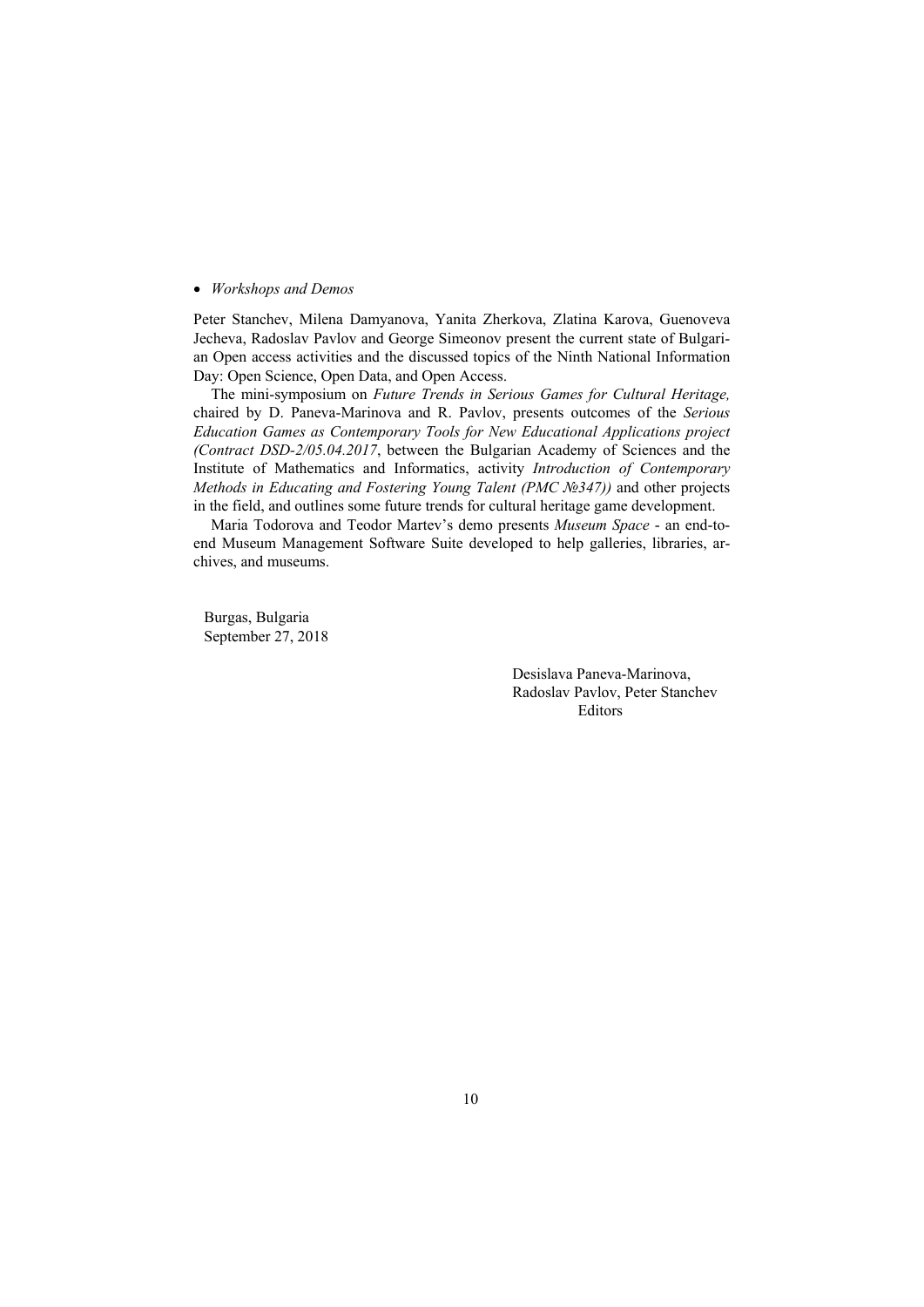- *Workshops and Demos*

Peter Stanchev, Milena Damyanova, Yanita Zherkova, Zlatina Karova, Guenoveva Jecheva, Radoslav Pavlov and George Simeonov present the current state of Bulgarian Open access activities and the discussed topics of the Ninth National Information Day: Open Science, Open Data, and Open Access.

The mini-symposium on *Future Trends in Serious Games for Cultural Heritage,* chaired by D. Paneva-Marinova and R. Pavlov, presents outcomes of the *Serious Education Games as Contemporary Tools for New Educational Applications project (Contract DSD-2/05.04.2017*, between the Bulgarian Academy of Sciences and the Institute of Mathematics and Informatics, activity *Introduction of Contemporary Methods in Educating and Fostering Young Talent (PMC №347))* and other projects in the field, and outlines some future trends for cultural heritage game development.

Maria Todorova and Teodor Martev's demo presents *Museum Space* - an end-to-end Museum Management Software Suite developed to help galleries, libraries, archives, and museums.

Burgas, Bulgaria
September 27, 2018

Desislava Paneva-Marinova,
Radoslav Pavlov, Peter Stanchev
Editors